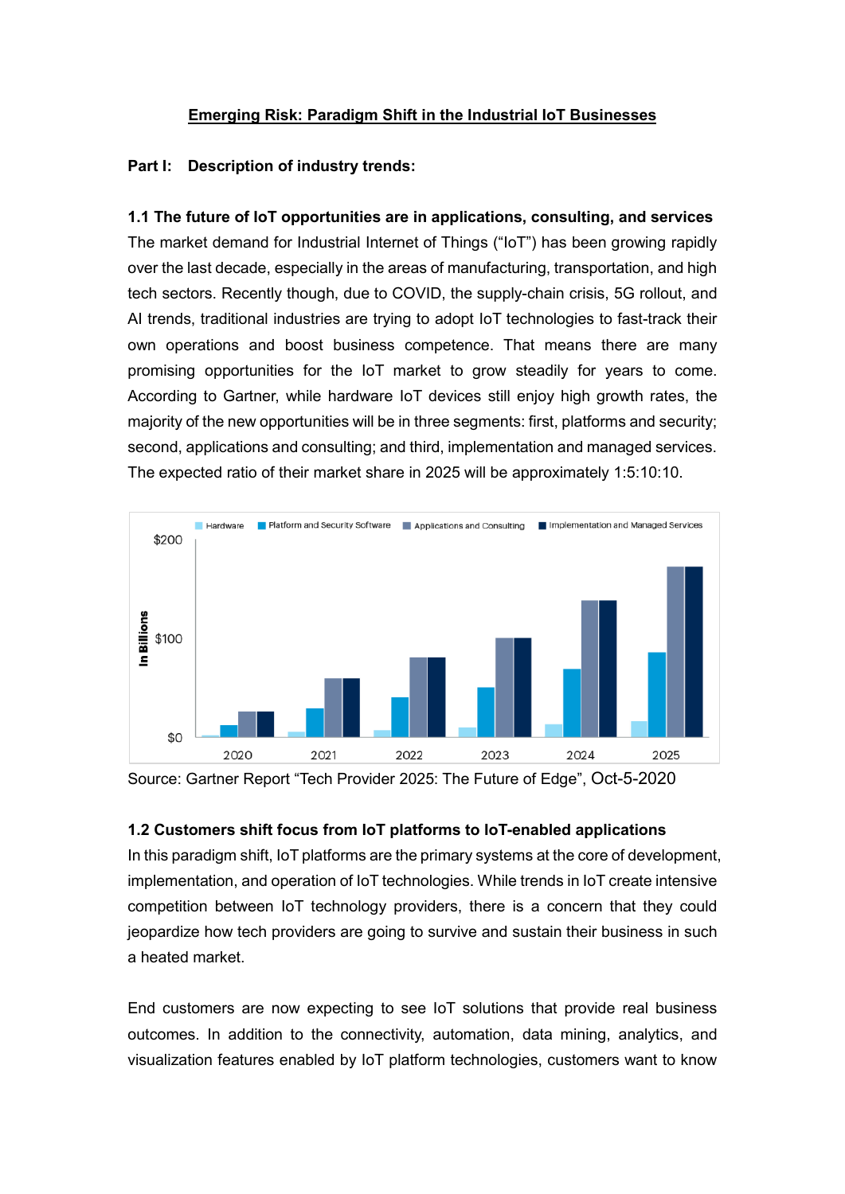## Emerging Risk: Paradigm Shift in the Industrial IoT Businesses

### Part I: Description of industry trends:

**1.1 The future of IoT opportunities are in applications, consulting, and services**

The market demand for Industrial Internet of Things ("IoT") has been growing rapidly over the last decade, especially in the areas of manufacturing, transportation, and high tech sectors. Recently though, due to COVID, the supply-chain crisis, 5G rollout, and AI trends, traditional industries are trying to adopt IoT technologies to fast-track their own operations and boost business competence. That means there are many promising opportunities for the IoT market to grow steadily for years to come. According to Gartner, while hardware IoT devices still enjoy high growth rates, the majority of the new opportunities will be in three segments: first, platforms and security; second, applications and consulting; and third, implementation and managed services. The expected ratio of their market share in 2025 will be approximately 1:5:10:10.

Source: Gartner Report "Tech Provider 2025: The Future of Edge", Oct-5-2020

**1.2 Customers shift focus from IoT platforms to IoT-enabled applications**

In this paradigm shift, IoT platforms are the primary systems at the core of development, implementation, and operation of IoT technologies. While trends in IoT create intensive competition between IoT technology providers, there is a concern that they could jeopardize how tech providers are going to survive and sustain their business in such a heated market.

End customers are now expecting to see IoT solutions that provide real business outcomes. In addition to the connectivity, automation, data mining, analytics, and visualization features enabled by IoT platform technologies, customers want to know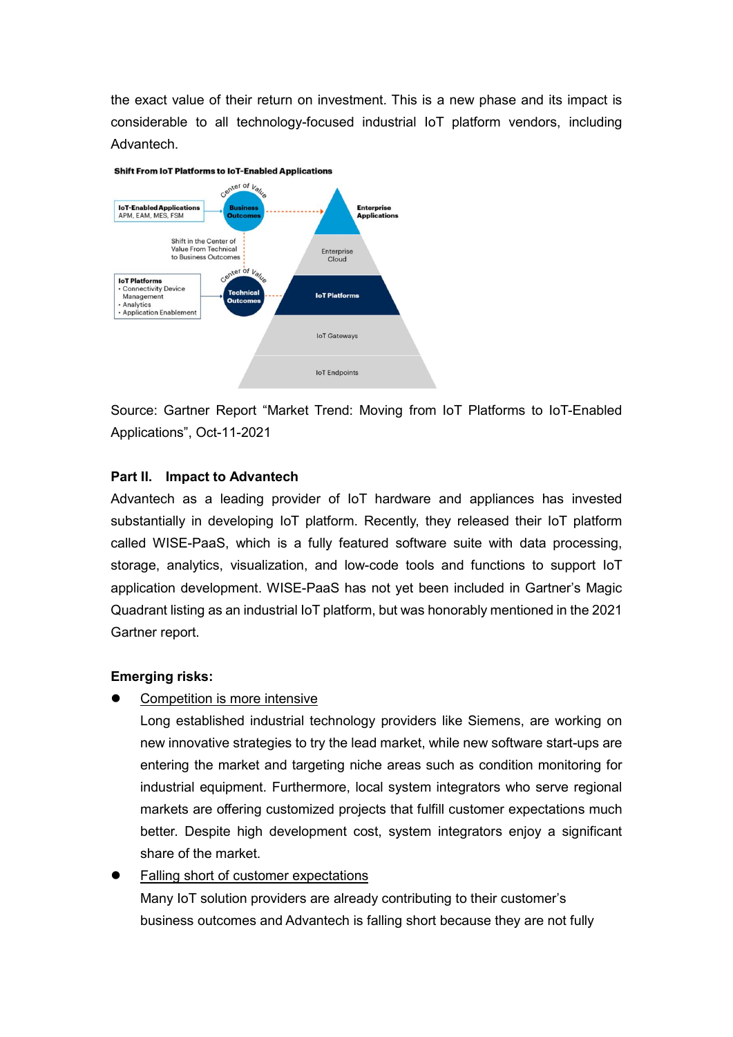the exact value of their return on investment. This is a new phase and its impact is considerable to all technology-focused industrial IoT platform vendors, including Advantech.

**Shift From IoT Platforms to IoT-Enabled Applications**

Source: Gartner Report "Market Trend: Moving from IoT Platforms to IoT-Enabled Applications", Oct-11-2021

**Part II. Impact to Advantech**

Advantech as a leading provider of IoT hardware and appliances has invested substantially in developing IoT platform. Recently, they released their IoT platform called WISE-PaaS, which is a fully featured software suite with data processing, storage, analytics, visualization, and low-code tools and functions to support IoT application development. WISE-PaaS has not yet been included in Gartner's Magic Quadrant listing as an industrial IoT platform, but was honorably mentioned in the 2021 Gartner report.

**Emerging risks:**

- Competition is more intensive

  Long established industrial technology providers like Siemens, are working on new innovative strategies to try the lead market, while new software start-ups are entering the market and targeting niche areas such as condition monitoring for industrial equipment. Furthermore, local system integrators who serve regional markets are offering customized projects that fulfill customer expectations much better. Despite high development cost, system integrators enjoy a significant share of the market.

- Falling short of customer expectations

  Many IoT solution providers are already contributing to their customer's business outcomes and Advantech is falling short because they are not fully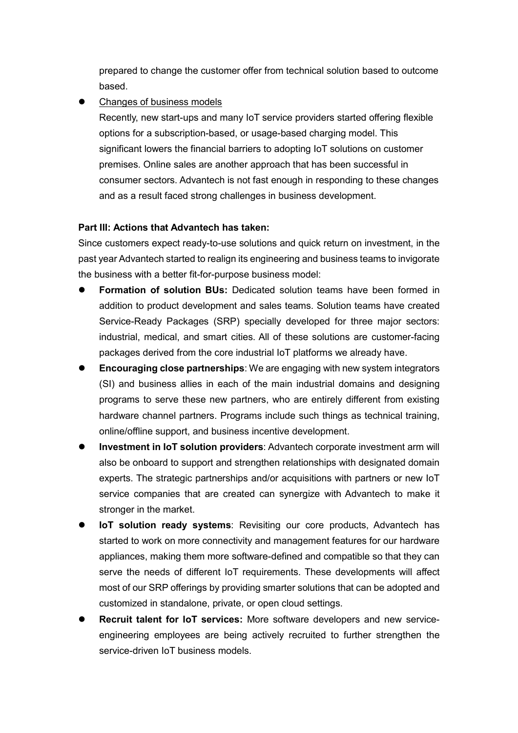prepared to change the customer offer from technical solution based to outcome based.

- <u>Changes of business models</u>

  Recently, new start-ups and many IoT service providers started offering flexible options for a subscription-based, or usage-based charging model. This significant lowers the financial barriers to adopting IoT solutions on customer premises. Online sales are another approach that has been successful in consumer sectors. Advantech is not fast enough in responding to these changes and as a result faced strong challenges in business development.

**Part III: Actions that Advantech has taken:**

Since customers expect ready-to-use solutions and quick return on investment, in the past year Advantech started to realign its engineering and business teams to invigorate the business with a better fit-for-purpose business model:

- **Formation of solution BUs:** Dedicated solution teams have been formed in addition to product development and sales teams. Solution teams have created Service-Ready Packages (SRP) specially developed for three major sectors: industrial, medical, and smart cities. All of these solutions are customer-facing packages derived from the core industrial IoT platforms we already have.
- **Encouraging close partnerships**: We are engaging with new system integrators (SI) and business allies in each of the main industrial domains and designing programs to serve these new partners, who are entirely different from existing hardware channel partners. Programs include such things as technical training, online/offline support, and business incentive development.
- **Investment in IoT solution providers**: Advantech corporate investment arm will also be onboard to support and strengthen relationships with designated domain experts. The strategic partnerships and/or acquisitions with partners or new IoT service companies that are created can synergize with Advantech to make it stronger in the market.
- **IoT solution ready systems**: Revisiting our core products, Advantech has started to work on more connectivity and management features for our hardware appliances, making them more software-defined and compatible so that they can serve the needs of different IoT requirements. These developments will affect most of our SRP offerings by providing smarter solutions that can be adopted and customized in standalone, private, or open cloud settings.
- **Recruit talent for IoT services:** More software developers and new service-engineering employees are being actively recruited to further strengthen the service-driven IoT business models.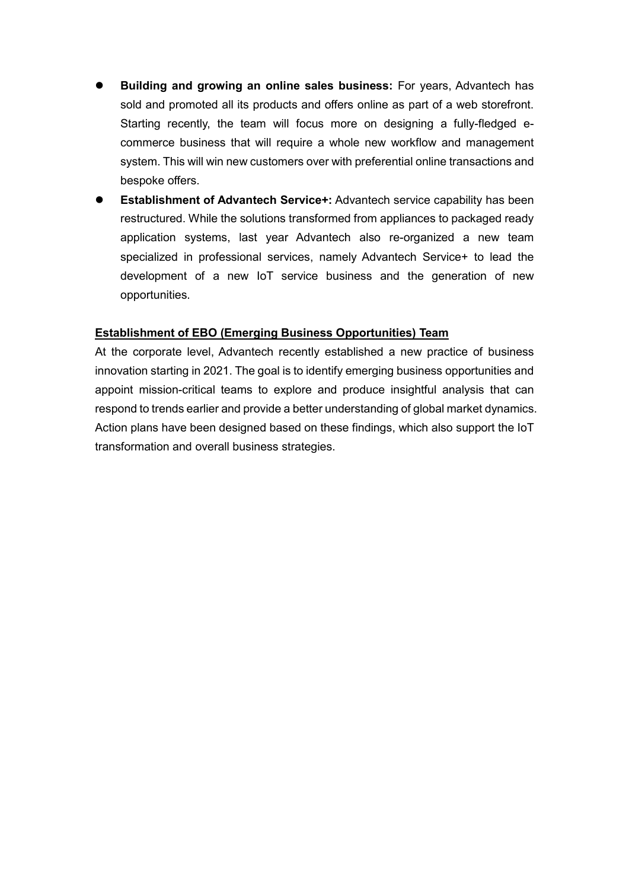- **Building and growing an online sales business:** For years, Advantech has sold and promoted all its products and offers online as part of a web storefront. Starting recently, the team will focus more on designing a fully-fledged e-commerce business that will require a whole new workflow and management system. This will win new customers over with preferential online transactions and bespoke offers.
- **Establishment of Advantech Service+:** Advantech service capability has been restructured. While the solutions transformed from appliances to packaged ready application systems, last year Advantech also re-organized a new team specialized in professional services, namely Advantech Service+ to lead the development of a new IoT service business and the generation of new opportunities.

**Establishment of EBO (Emerging Business Opportunities) Team**

At the corporate level, Advantech recently established a new practice of business innovation starting in 2021. The goal is to identify emerging business opportunities and appoint mission-critical teams to explore and produce insightful analysis that can respond to trends earlier and provide a better understanding of global market dynamics. Action plans have been designed based on these findings, which also support the IoT transformation and overall business strategies.